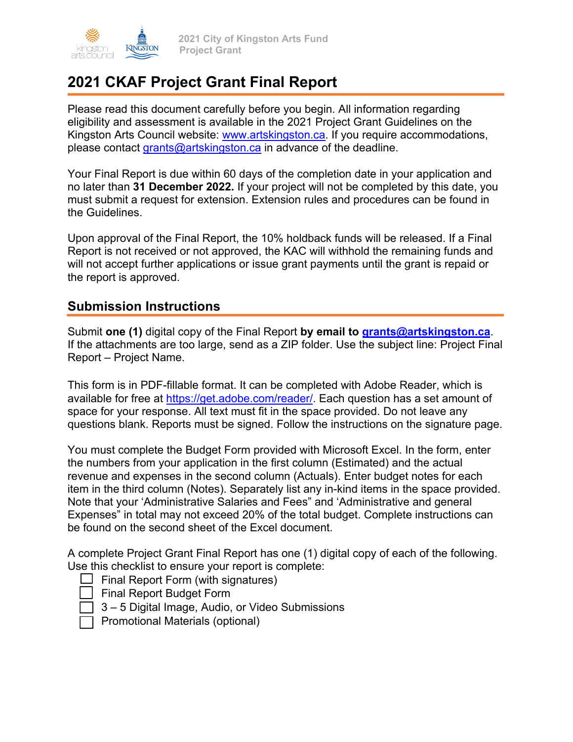# 2021 CKAF Project Grant Final Report

Please read this document carefully before you begin. All information regarding eligibility and assessment is available in the 2021 Project Grant Guidelines on the Kingston Arts Council website: www.artskingston.ca. If you require accommodations, please contact grants@artskingston.ca in advance of the deadline.

Your Final Report is due within 60 days of the completion date in your application and no later than **31 December 2022.** If your project will not be completed by this date, you must submit a request for extension. Extension rules and procedures can be found in the Guidelines.

Upon approval of the Final Report, the 10% holdback funds will be released. If a Final Report is not received or not approved, the KAC will withhold the remaining funds and will not accept further applications or issue grant payments until the grant is repaid or the report is approved.

## Submission Instructions

Submit **one (1)** digital copy of the Final Report **by email to grants@artskingston.ca**. If the attachments are too large, send as a ZIP folder. Use the subject line: Project Final Report – Project Name.

This form is in PDF-fillable format. It can be completed with Adobe Reader, which is available for free at https://get.adobe.com/reader/. Each question has a set amount of space for your response. All text must fit in the space provided. Do not leave any questions blank. Reports must be signed. Follow the instructions on the signature page.

You must complete the Budget Form provided with Microsoft Excel. In the form, enter the numbers from your application in the first column (Estimated) and the actual revenue and expenses in the second column (Actuals). Enter budget notes for each item in the third column (Notes). Separately list any in-kind items in the space provided. Note that your 'Administrative Salaries and Fees" and 'Administrative and general Expenses" in total may not exceed 20% of the total budget. Complete instructions can be found on the second sheet of the Excel document.

A complete Project Grant Final Report has one (1) digital copy of each of the following. Use this checklist to ensure your report is complete:

- ☐ Final Report Form (with signatures)
- ☐ Final Report Budget Form
- ☐ 3 – 5 Digital Image, Audio, or Video Submissions
- ☐ Promotional Materials (optional)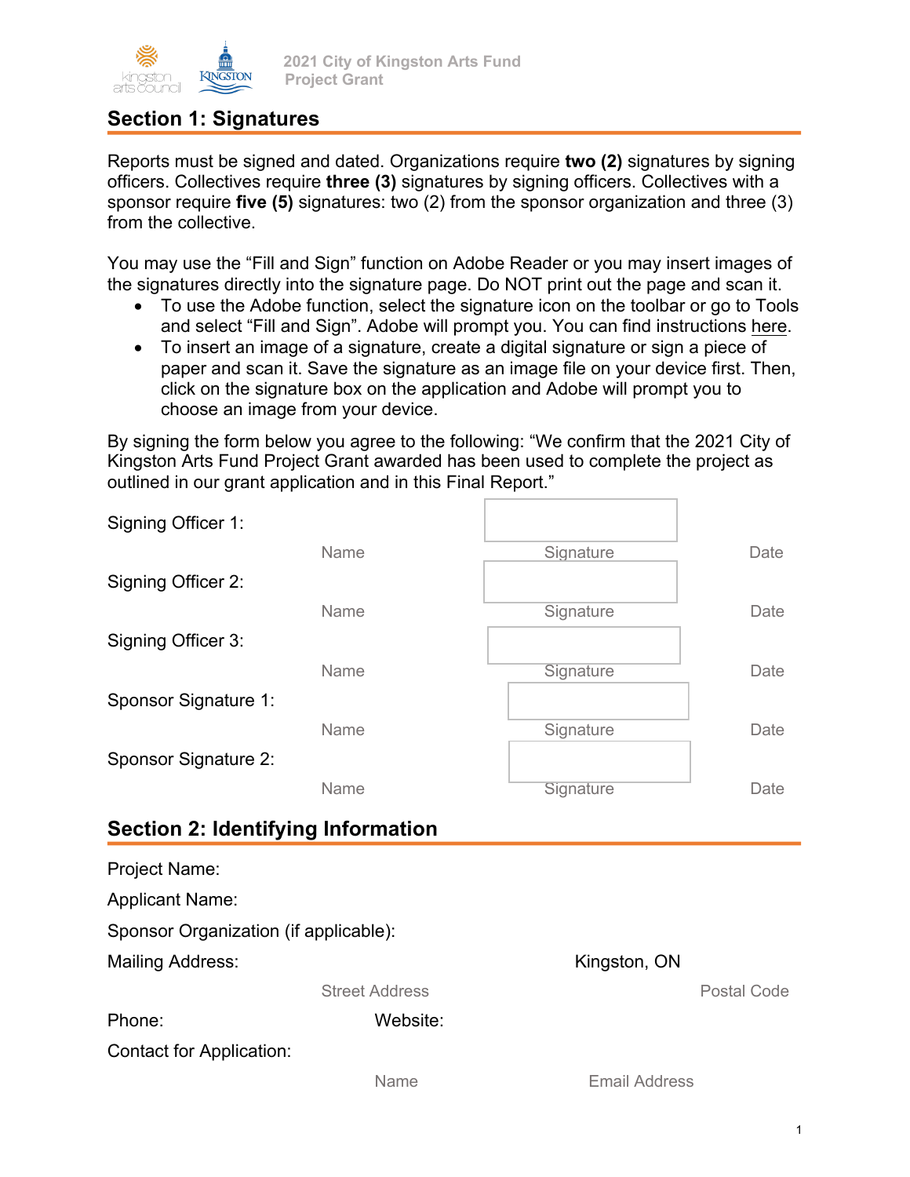## Section 1: Signatures

Reports must be signed and dated. Organizations require **two (2)** signatures by signing officers. Collectives require **three (3)** signatures by signing officers. Collectives with a sponsor require **five (5)** signatures: two (2) from the sponsor organization and three (3) from the collective.

You may use the "Fill and Sign" function on Adobe Reader or you may insert images of the signatures directly into the signature page. Do NOT print out the page and scan it.

- To use the Adobe function, select the signature icon on the toolbar or go to Tools and select "Fill and Sign". Adobe will prompt you. You can find instructions here.
- To insert an image of a signature, create a digital signature or sign a piece of paper and scan it. Save the signature as an image file on your device first. Then, click on the signature box on the application and Adobe will prompt you to choose an image from your device.

By signing the form below you agree to the following: "We confirm that the 2021 City of Kingston Arts Fund Project Grant awarded has been used to complete the project as outlined in our grant application and in this Final Report."

| | Name | Signature | Date |
|---|---|---|---|
| Signing Officer 1: | | | |
| Signing Officer 2: | | | |
| Signing Officer 3: | | | |
| Sponsor Signature 1: | | | |
| Sponsor Signature 2: | | | |

## Section 2: Identifying Information

Project Name:

Applicant Name:

Sponsor Organization (if applicable):

Mailing Address: Street Address, Kingston, ON, Postal Code

Phone: Website:

Contact for Application: Name, Email Address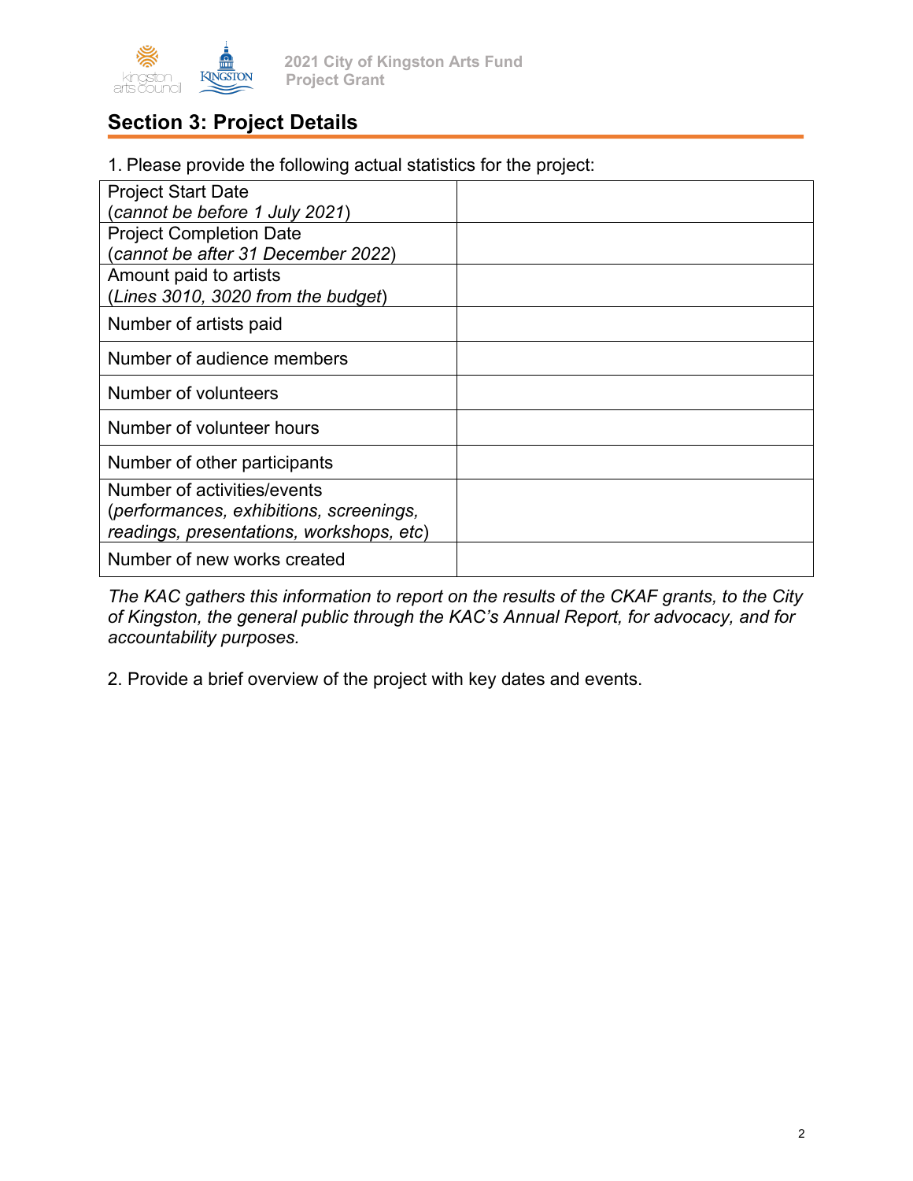## Section 3: Project Details

1. Please provide the following actual statistics for the project:

| | |
|---|---|
| Project Start Date (*cannot be before 1 July 2021*) | |
| Project Completion Date (*cannot be after 31 December 2022*) | |
| Amount paid to artists (*Lines 3010, 3020 from the budget*) | |
| Number of artists paid | |
| Number of audience members | |
| Number of volunteers | |
| Number of volunteer hours | |
| Number of other participants | |
| Number of activities/events (*performances, exhibitions, screenings, readings, presentations, workshops, etc*) | |
| Number of new works created | |

*The KAC gathers this information to report on the results of the CKAF grants, to the City of Kingston, the general public through the KAC's Annual Report, for advocacy, and for accountability purposes.*

2. Provide a brief overview of the project with key dates and events.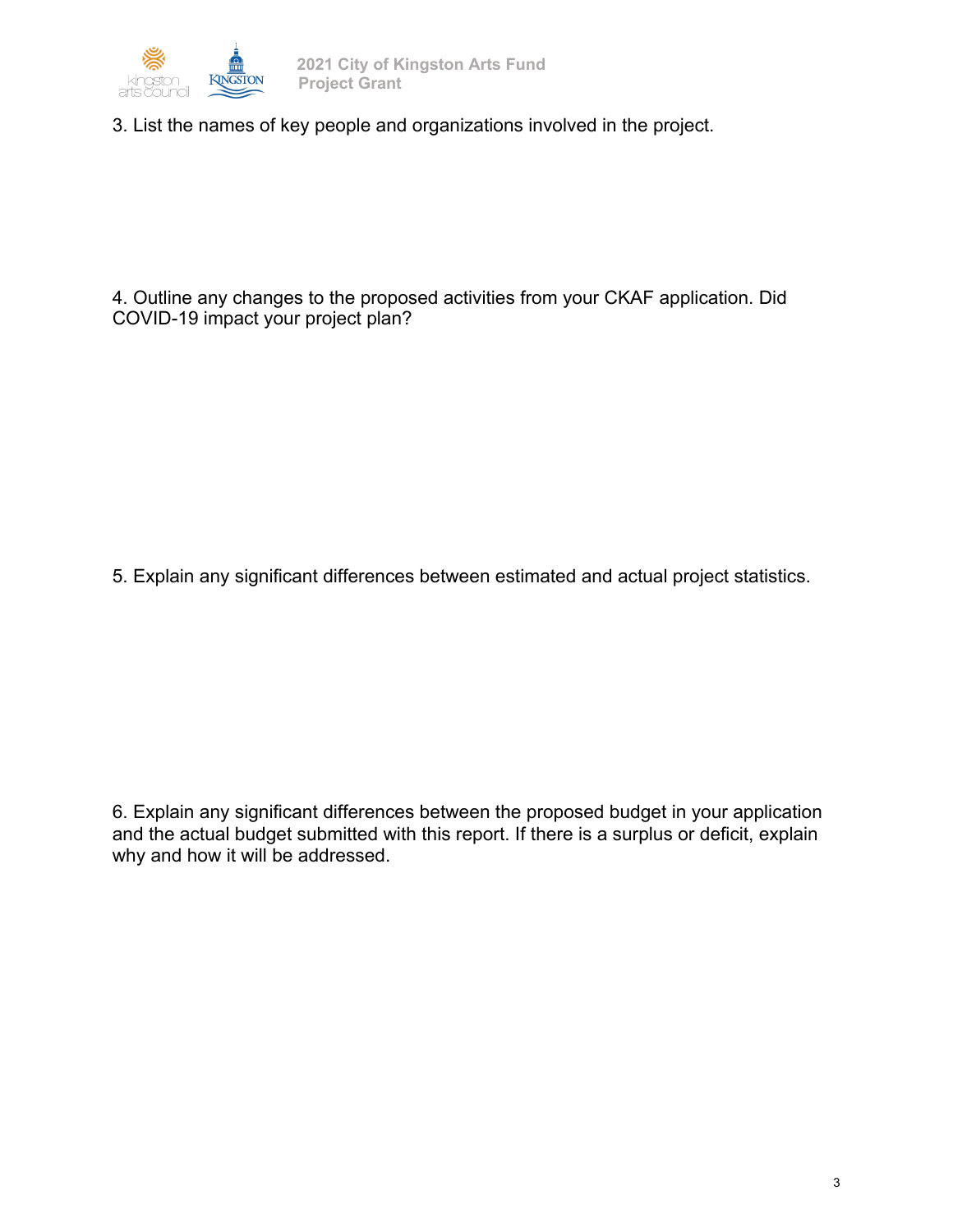3. List the names of key people and organizations involved in the project.

4. Outline any changes to the proposed activities from your CKAF application. Did COVID-19 impact your project plan?

5. Explain any significant differences between estimated and actual project statistics.

6. Explain any significant differences between the proposed budget in your application and the actual budget submitted with this report. If there is a surplus or deficit, explain why and how it will be addressed.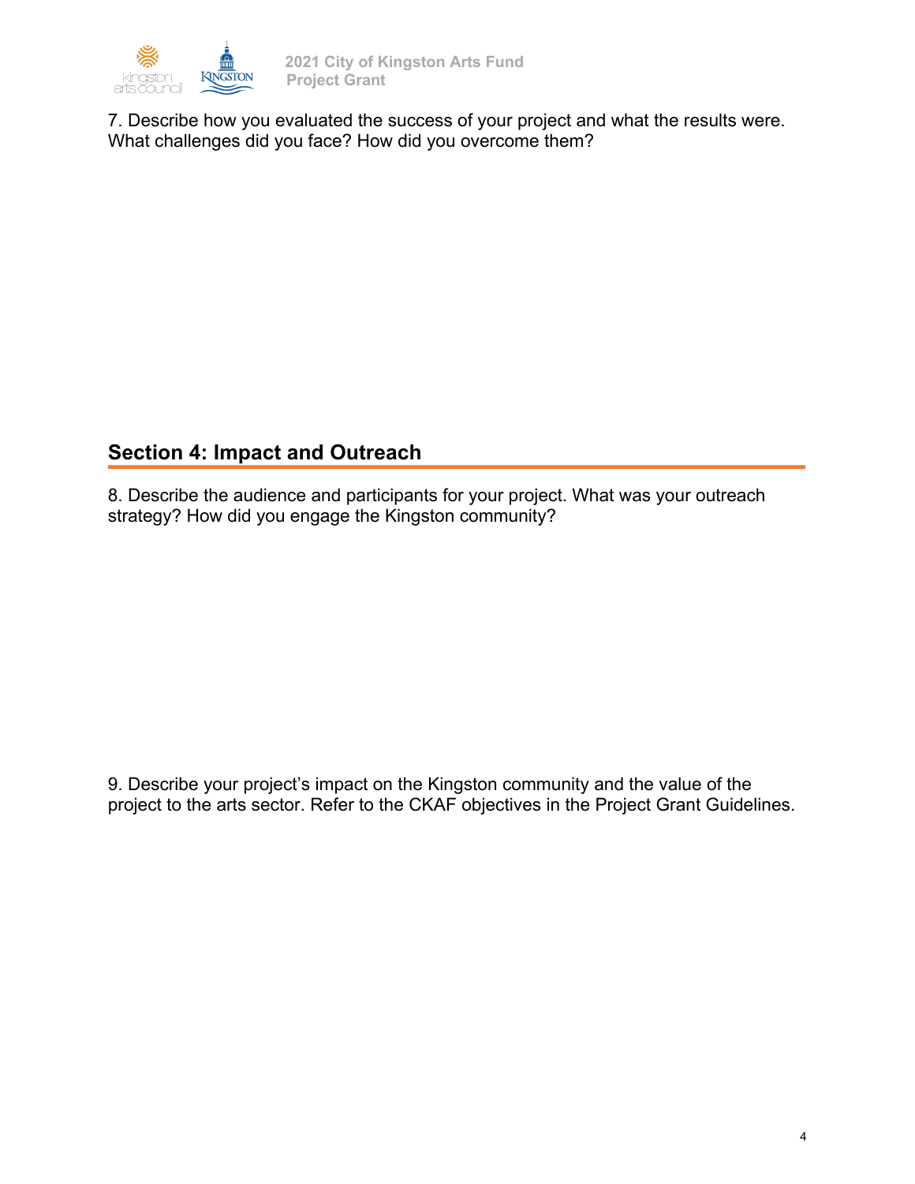7. Describe how you evaluated the success of your project and what the results were. What challenges did you face? How did you overcome them?

## Section 4: Impact and Outreach

8. Describe the audience and participants for your project. What was your outreach strategy? How did you engage the Kingston community?

9. Describe your project's impact on the Kingston community and the value of the project to the arts sector. Refer to the CKAF objectives in the Project Grant Guidelines.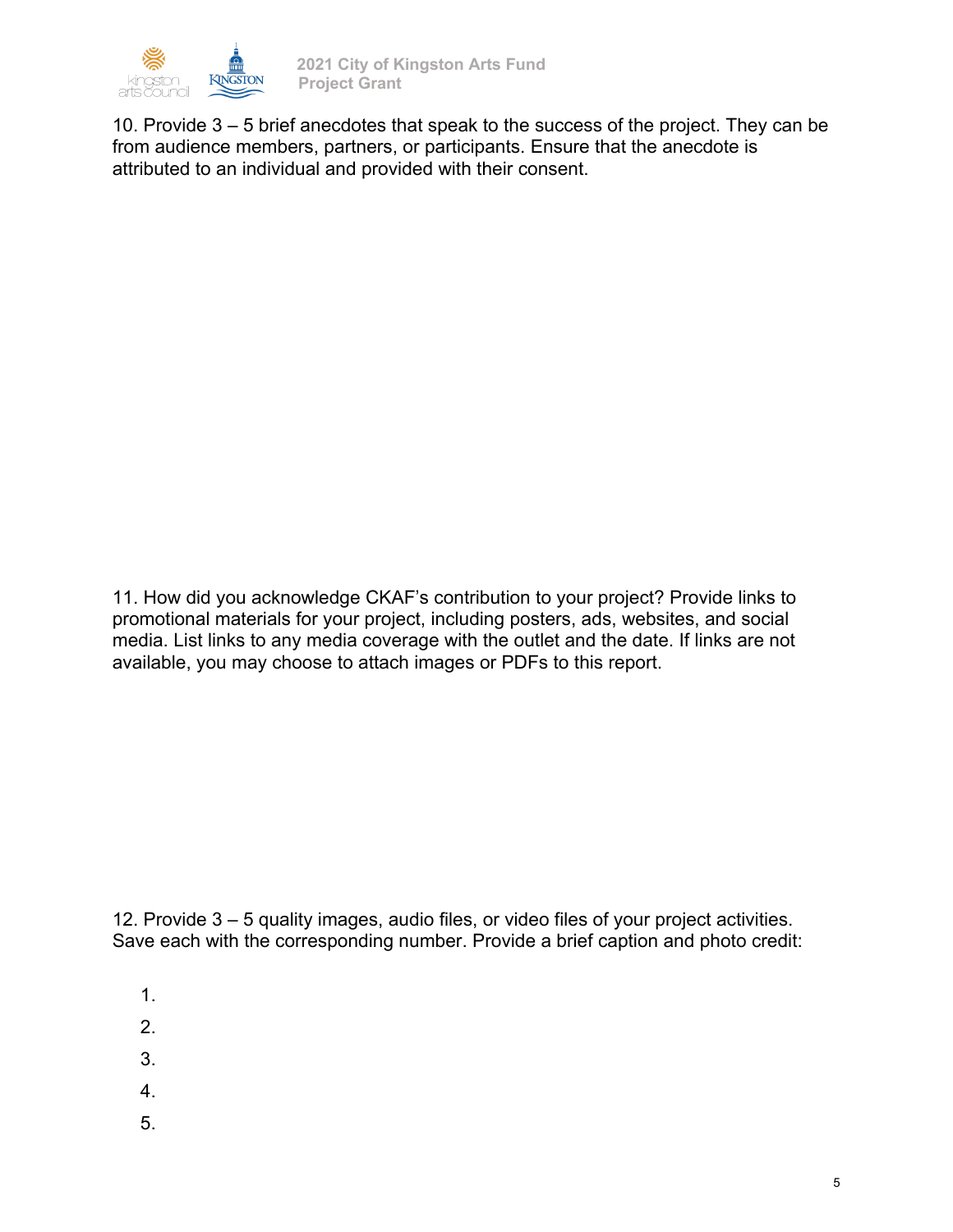10. Provide 3 – 5 brief anecdotes that speak to the success of the project. They can be from audience members, partners, or participants. Ensure that the anecdote is attributed to an individual and provided with their consent.

11. How did you acknowledge CKAF's contribution to your project? Provide links to promotional materials for your project, including posters, ads, websites, and social media. List links to any media coverage with the outlet and the date. If links are not available, you may choose to attach images or PDFs to this report.

12. Provide 3 – 5 quality images, audio files, or video files of your project activities. Save each with the corresponding number. Provide a brief caption and photo credit:

1.
2.
3.
4.
5.